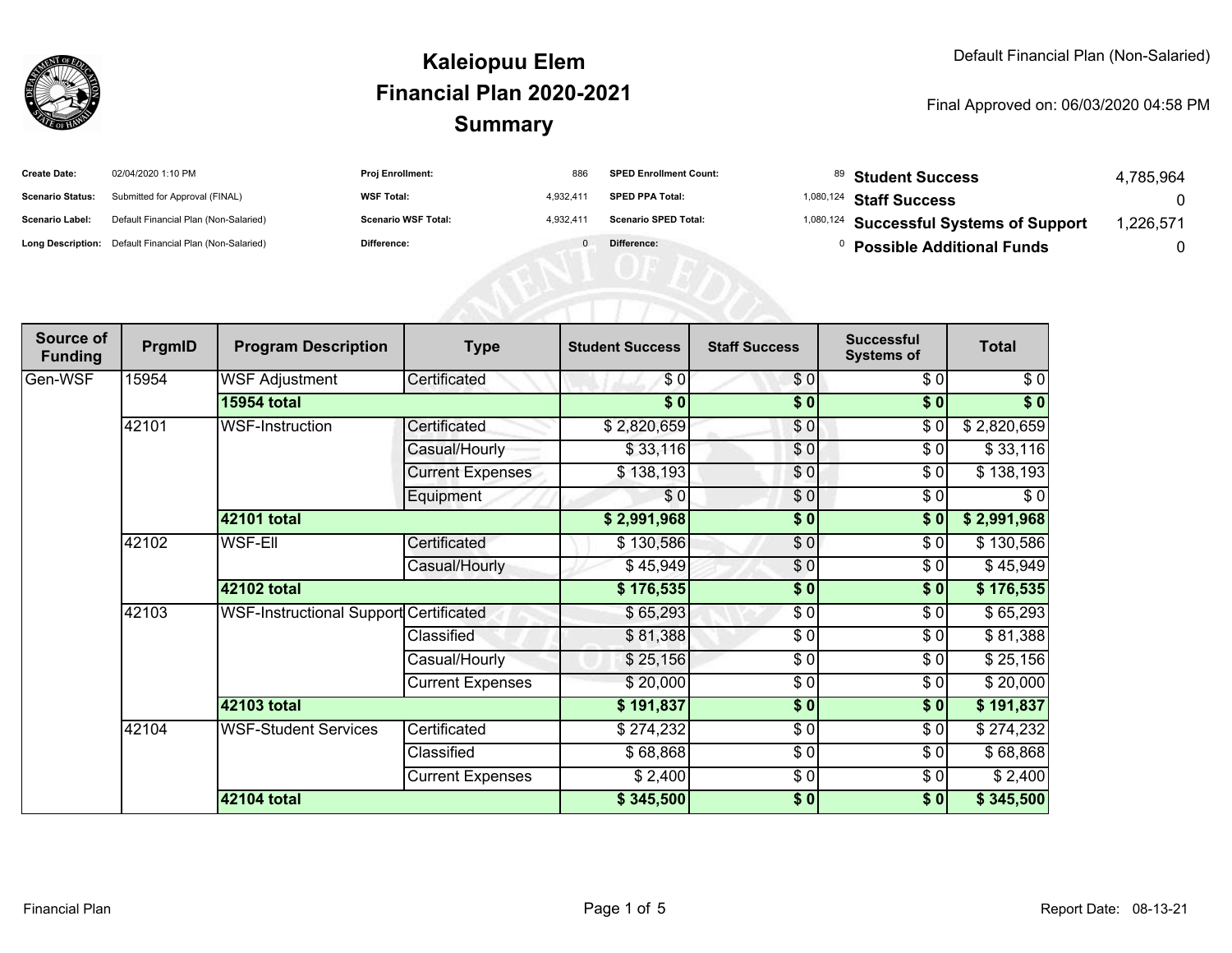# Kaleiopuu Elem
# Financial Plan 2020-2021
# Summary

Default Financial Plan (Non-Salaried)

Final Approved on: 06/03/2020 04:58 PM

| | | | | | | | |
|---|---|---|---|---|---|---|---|
| **Create Date:** | 02/04/2020 1:10 PM | **Proj Enrollment:** | 886 | **SPED Enrollment Count:** | 89 | **Student Success** | 4,785,964 |
| **Scenario Status:** | Submitted for Approval (FINAL) | **WSF Total:** | 4,932,411 | **SPED PPA Total:** | 1,080,124 | **Staff Success** | 0 |
| **Scenario Label:** | Default Financial Plan (Non-Salaried) | **Scenario WSF Total:** | 4,932,411 | **Scenario SPED Total:** | 1,080,124 | **Successful Systems of Support** | 1,226,571 |
| **Long Description:** | Default Financial Plan (Non-Salaried) | **Difference:** | 0 | **Difference:** | 0 | **Possible Additional Funds** | 0 |

| Source of Funding | PrgmID | Program Description | Type | Student Success | Staff Success | Successful Systems of | Total |
|---|---|---|---|---|---|---|---|
| Gen-WSF | 15954 | WSF Adjustment | Certificated | $ 0 | $ 0 | $ 0 | $ 0 |
| | | **15954 total** | | **$ 0** | **$ 0** | **$ 0** | **$ 0** |
| | 42101 | WSF-Instruction | Certificated | $ 2,820,659 | $ 0 | $ 0 | $ 2,820,659 |
| | | | Casual/Hourly | $ 33,116 | $ 0 | $ 0 | $ 33,116 |
| | | | Current Expenses | $ 138,193 | $ 0 | $ 0 | $ 138,193 |
| | | | Equipment | $ 0 | $ 0 | $ 0 | $ 0 |
| | | **42101 total** | | **$ 2,991,968** | **$ 0** | **$ 0** | **$ 2,991,968** |
| | 42102 | WSF-Ell | Certificated | $ 130,586 | $ 0 | $ 0 | $ 130,586 |
| | | | Casual/Hourly | $ 45,949 | $ 0 | $ 0 | $ 45,949 |
| | | **42102 total** | | **$ 176,535** | **$ 0** | **$ 0** | **$ 176,535** |
| | 42103 | WSF-Instructional Support | Certificated | $ 65,293 | $ 0 | $ 0 | $ 65,293 |
| | | | Classified | $ 81,388 | $ 0 | $ 0 | $ 81,388 |
| | | | Casual/Hourly | $ 25,156 | $ 0 | $ 0 | $ 25,156 |
| | | | Current Expenses | $ 20,000 | $ 0 | $ 0 | $ 20,000 |
| | | **42103 total** | | **$ 191,837** | **$ 0** | **$ 0** | **$ 191,837** |
| | 42104 | WSF-Student Services | Certificated | $ 274,232 | $ 0 | $ 0 | $ 274,232 |
| | | | Classified | $ 68,868 | $ 0 | $ 0 | $ 68,868 |
| | | | Current Expenses | $ 2,400 | $ 0 | $ 0 | $ 2,400 |
| | | **42104 total** | | **$ 345,500** | **$ 0** | **$ 0** | **$ 345,500** |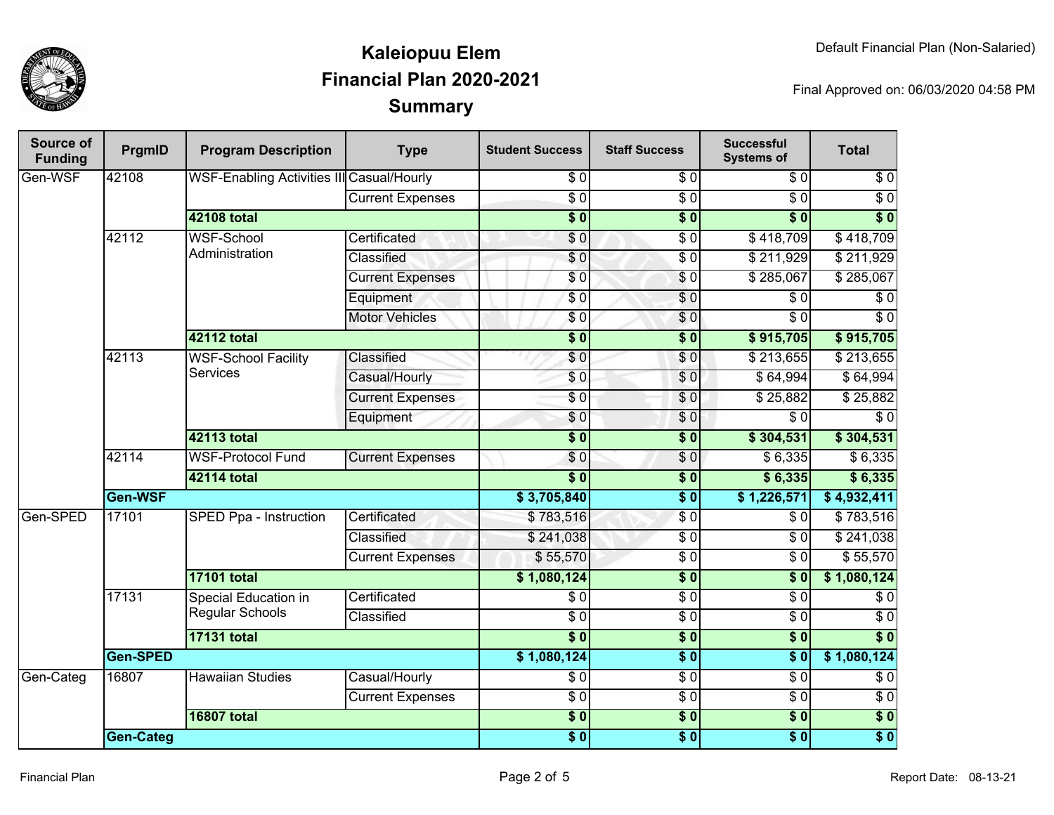# Kaleiopuu Elem
## Financial Plan 2020-2021
## Summary

Default Financial Plan (Non-Salaried)

Final Approved on: 06/03/2020 04:58 PM

| Source of Funding | PrgmID | Program Description | Type | Student Success | Staff Success | Successful Systems of | Total |
|---|---|---|---|---|---|---|---|
| Gen-WSF | 42108 | WSF-Enabling Activities III | Casual/Hourly | $ 0 | $ 0 | $ 0 | $ 0 |
| | | | Current Expenses | $ 0 | $ 0 | $ 0 | $ 0 |
| | | **42108 total** | | **$ 0** | **$ 0** | **$ 0** | **$ 0** |
| | 42112 | WSF-School Administration | Certificated | $ 0 | $ 0 | $ 418,709 | $ 418,709 |
| | | | Classified | $ 0 | $ 0 | $ 211,929 | $ 211,929 |
| | | | Current Expenses | $ 0 | $ 0 | $ 285,067 | $ 285,067 |
| | | | Equipment | $ 0 | $ 0 | $ 0 | $ 0 |
| | | | Motor Vehicles | $ 0 | $ 0 | $ 0 | $ 0 |
| | | **42112 total** | | **$ 0** | **$ 0** | **$ 915,705** | **$ 915,705** |
| | 42113 | WSF-School Facility Services | Classified | $ 0 | $ 0 | $ 213,655 | $ 213,655 |
| | | | Casual/Hourly | $ 0 | $ 0 | $ 64,994 | $ 64,994 |
| | | | Current Expenses | $ 0 | $ 0 | $ 25,882 | $ 25,882 |
| | | | Equipment | $ 0 | $ 0 | $ 0 | $ 0 |
| | | **42113 total** | | **$ 0** | **$ 0** | **$ 304,531** | **$ 304,531** |
| | 42114 | WSF-Protocol Fund | Current Expenses | $ 0 | $ 0 | $ 6,335 | $ 6,335 |
| | | **42114 total** | | **$ 0** | **$ 0** | **$ 6,335** | **$ 6,335** |
| | **Gen-WSF** | | | **$ 3,705,840** | **$ 0** | **$ 1,226,571** | **$ 4,932,411** |
| Gen-SPED | 17101 | SPED Ppa - Instruction | Certificated | $ 783,516 | $ 0 | $ 0 | $ 783,516 |
| | | | Classified | $ 241,038 | $ 0 | $ 0 | $ 241,038 |
| | | | Current Expenses | $ 55,570 | $ 0 | $ 0 | $ 55,570 |
| | | **17101 total** | | **$ 1,080,124** | **$ 0** | **$ 0** | **$ 1,080,124** |
| | 17131 | Special Education in Regular Schools | Certificated | $ 0 | $ 0 | $ 0 | $ 0 |
| | | | Classified | $ 0 | $ 0 | $ 0 | $ 0 |
| | | **17131 total** | | **$ 0** | **$ 0** | **$ 0** | **$ 0** |
| | **Gen-SPED** | | | **$ 1,080,124** | **$ 0** | **$ 0** | **$ 1,080,124** |
| Gen-Categ | 16807 | Hawaiian Studies | Casual/Hourly | $ 0 | $ 0 | $ 0 | $ 0 |
| | | | Current Expenses | $ 0 | $ 0 | $ 0 | $ 0 |
| | | **16807 total** | | **$ 0** | **$ 0** | **$ 0** | **$ 0** |
| | **Gen-Categ** | | | **$ 0** | **$ 0** | **$ 0** | **$ 0** |

Financial Plan

Report Date: 08-13-21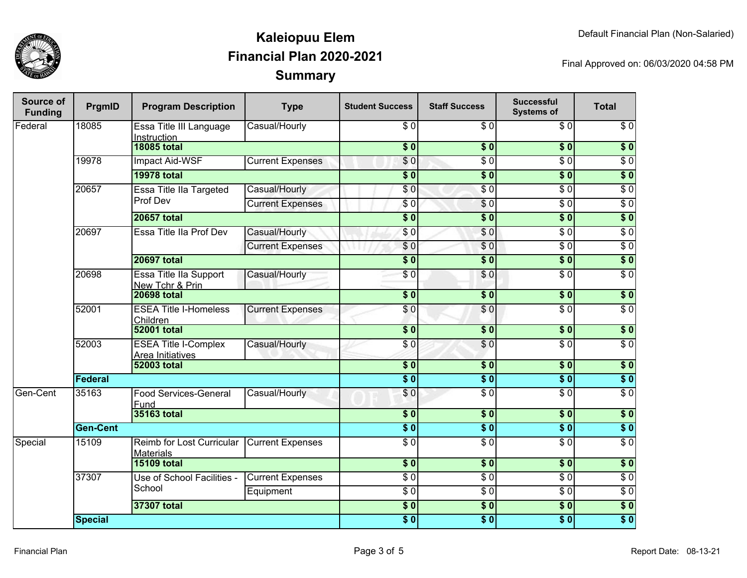# Kaleiopuu Elem
## Financial Plan 2020-2021
## Summary

Default Financial Plan (Non-Salaried)

Final Approved on: 06/03/2020 04:58 PM

| Source of Funding | PrgmID | Program Description | Type | Student Success | Staff Success | Successful Systems of | Total |
|---|---|---|---|---|---|---|---|
| Federal | 18085 | Essa Title III Language Instruction | Casual/Hourly | $ 0 | $ 0 | $ 0 | $ 0 |
| | | **18085 total** | | **$ 0** | **$ 0** | **$ 0** | **$ 0** |
| | 19978 | Impact Aid-WSF | Current Expenses | $ 0 | $ 0 | $ 0 | $ 0 |
| | | **19978 total** | | **$ 0** | **$ 0** | **$ 0** | **$ 0** |
| | 20657 | Essa Title IIa Targeted Prof Dev | Casual/Hourly | $ 0 | $ 0 | $ 0 | $ 0 |
| | | | Current Expenses | $ 0 | $ 0 | $ 0 | $ 0 |
| | | **20657 total** | | **$ 0** | **$ 0** | **$ 0** | **$ 0** |
| | 20697 | Essa Title IIa Prof Dev | Casual/Hourly | $ 0 | $ 0 | $ 0 | $ 0 |
| | | | Current Expenses | $ 0 | $ 0 | $ 0 | $ 0 |
| | | **20697 total** | | **$ 0** | **$ 0** | **$ 0** | **$ 0** |
| | 20698 | Essa Title IIa Support New Tchr & Prin | Casual/Hourly | $ 0 | $ 0 | $ 0 | $ 0 |
| | | **20698 total** | | **$ 0** | **$ 0** | **$ 0** | **$ 0** |
| | 52001 | ESEA Title I-Homeless Children | Current Expenses | $ 0 | $ 0 | $ 0 | $ 0 |
| | | **52001 total** | | **$ 0** | **$ 0** | **$ 0** | **$ 0** |
| | 52003 | ESEA Title I-Complex Area Initiatives | Casual/Hourly | $ 0 | $ 0 | $ 0 | $ 0 |
| | | **52003 total** | | **$ 0** | **$ 0** | **$ 0** | **$ 0** |
| | **Federal** | | | **$ 0** | **$ 0** | **$ 0** | **$ 0** |
| Gen-Cent | 35163 | Food Services-General Fund | Casual/Hourly | $ 0 | $ 0 | $ 0 | $ 0 |
| | | **35163 total** | | **$ 0** | **$ 0** | **$ 0** | **$ 0** |
| | **Gen-Cent** | | | **$ 0** | **$ 0** | **$ 0** | **$ 0** |
| Special | 15109 | Reimb for Lost Curricular Materials | Current Expenses | $ 0 | $ 0 | $ 0 | $ 0 |
| | | **15109 total** | | **$ 0** | **$ 0** | **$ 0** | **$ 0** |
| | 37307 | Use of School Facilities - School | Current Expenses | $ 0 | $ 0 | $ 0 | $ 0 |
| | | | Equipment | $ 0 | $ 0 | $ 0 | $ 0 |
| | | **37307 total** | | **$ 0** | **$ 0** | **$ 0** | **$ 0** |
| | **Special** | | | **$ 0** | **$ 0** | **$ 0** | **$ 0** |

Financial Plan

Report Date: 08-13-21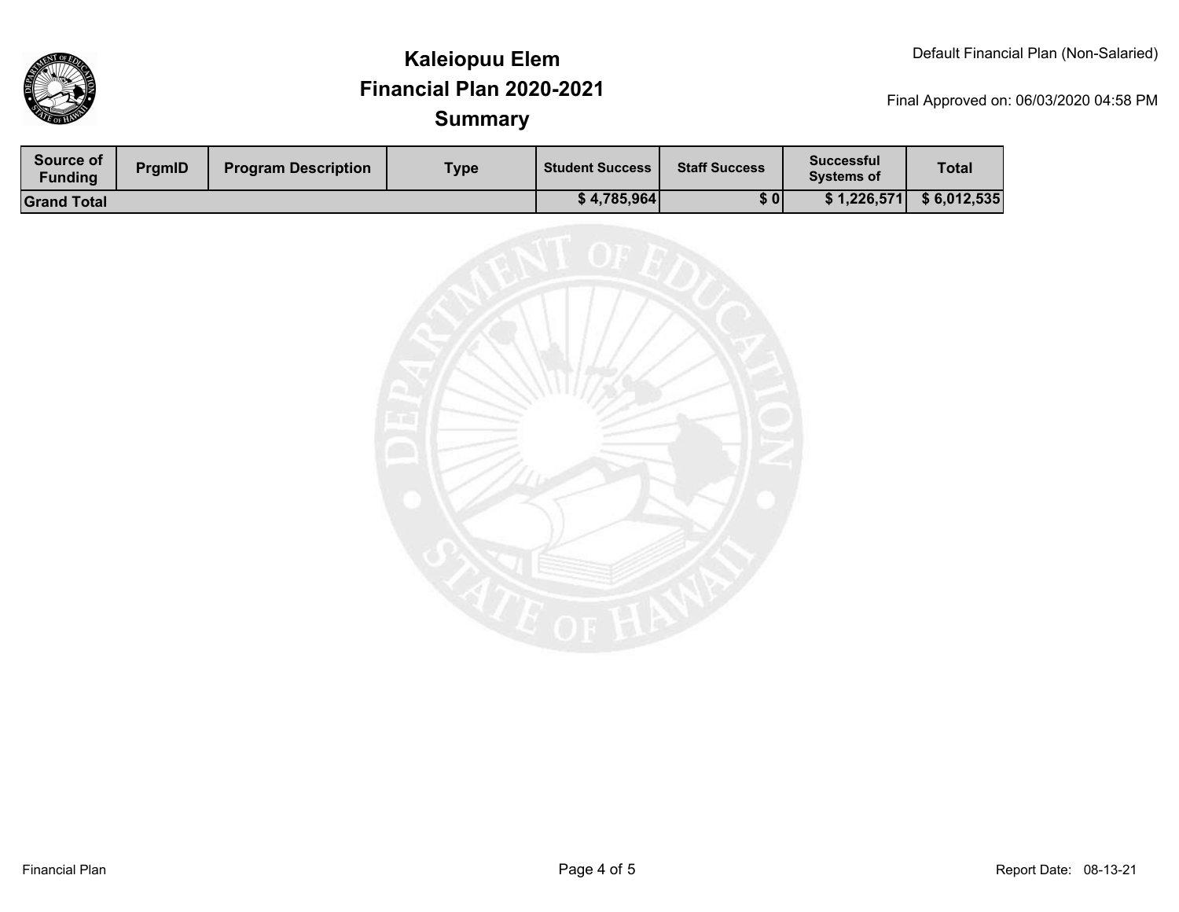# Kaleiopuu Elem
## Financial Plan 2020-2021
### Summary

Default Financial Plan (Non-Salaried)

Final Approved on: 06/03/2020 04:58 PM

| Source of Funding | PrgmID | Program Description | Type | Student Success | Staff Success | Successful Systems of | Total |
|---|---|---|---|---|---|---|---|
| **Grand Total** | | | | **$ 4,785,964** | **$ 0** | **$ 1,226,571** | **$ 6,012,535** |

Financial Plan

Report Date: 08-13-21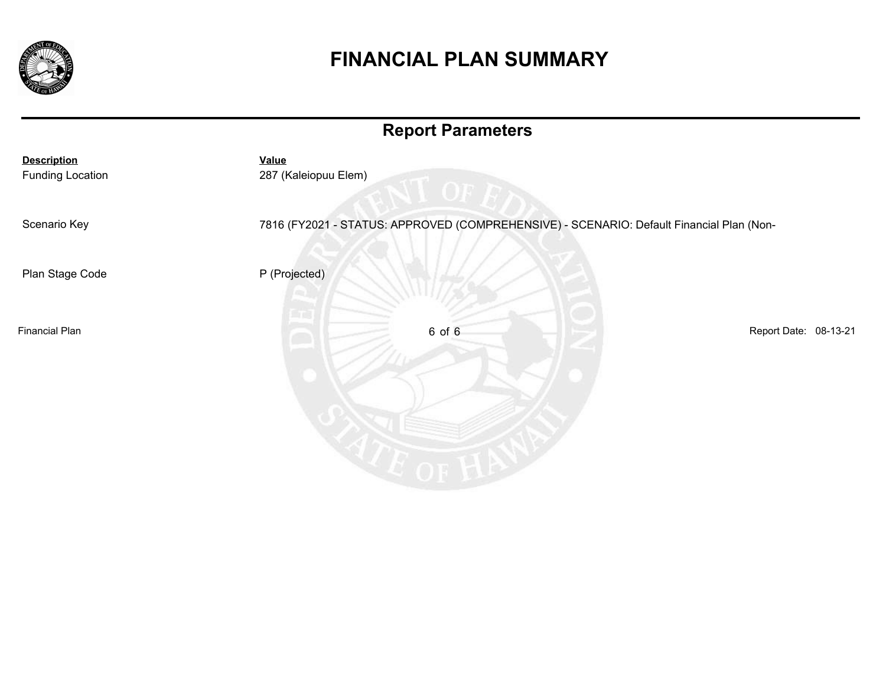# FINANCIAL PLAN SUMMARY

## Report Parameters

| Description | Value |
| --- | --- |
| Funding Location | 287 (Kaleiopuu Elem) |
| Scenario Key | 7816 (FY2021 - STATUS: APPROVED (COMPREHENSIVE) - SCENARIO: Default Financial Plan (Non- |
| Plan Stage Code | P (Projected) |

Financial Plan

Report Date: 08-13-21